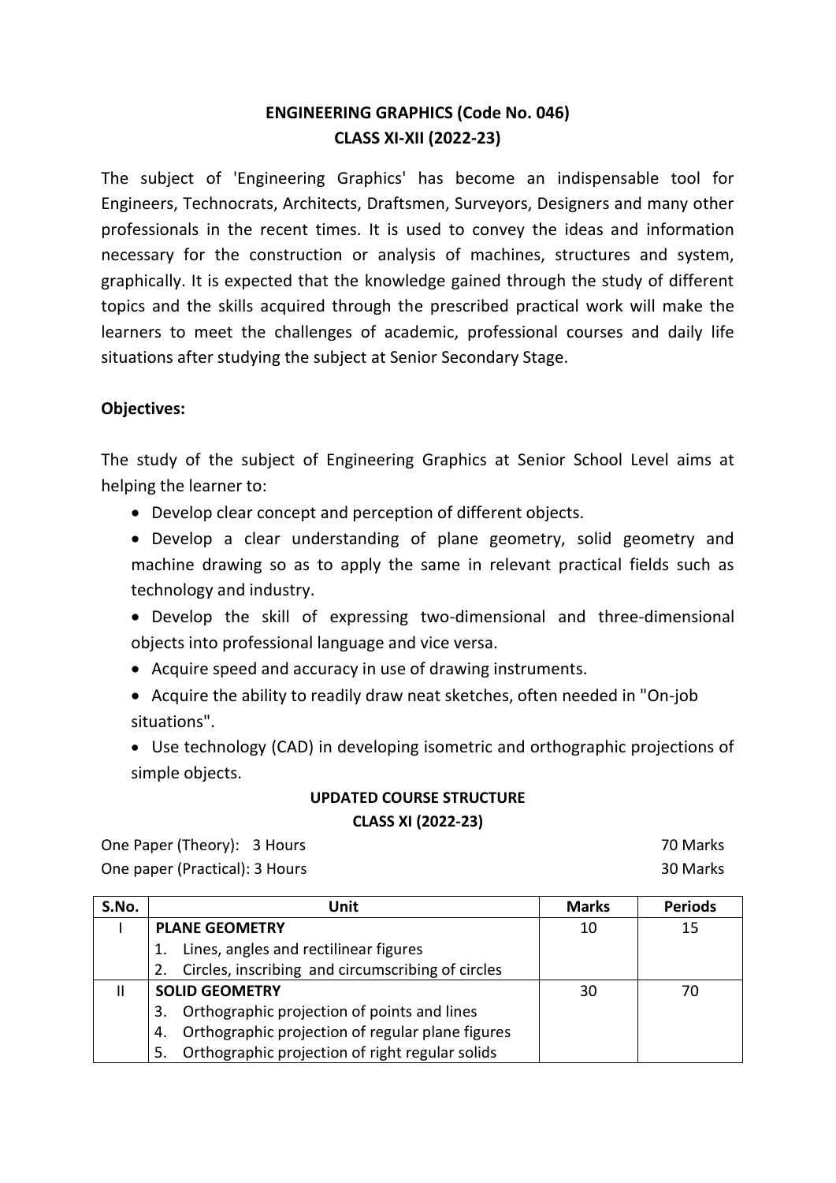# ENGINEERING GRAPHICS (Code No. 046)
## CLASS XI-XII (2022-23)

The subject of 'Engineering Graphics' has become an indispensable tool for Engineers, Technocrats, Architects, Draftsmen, Surveyors, Designers and many other professionals in the recent times. It is used to convey the ideas and information necessary for the construction or analysis of machines, structures and system, graphically. It is expected that the knowledge gained through the study of different topics and the skills acquired through the prescribed practical work will make the learners to meet the challenges of academic, professional courses and daily life situations after studying the subject at Senior Secondary Stage.

**Objectives:**

The study of the subject of Engineering Graphics at Senior School Level aims at helping the learner to:

- Develop clear concept and perception of different objects.
- Develop a clear understanding of plane geometry, solid geometry and machine drawing so as to apply the same in relevant practical fields such as technology and industry.
- Develop the skill of expressing two-dimensional and three-dimensional objects into professional language and vice versa.
- Acquire speed and accuracy in use of drawing instruments.
- Acquire the ability to readily draw neat sketches, often needed in "On-job situations".
- Use technology (CAD) in developing isometric and orthographic projections of simple objects.

### UPDATED COURSE STRUCTURE
### CLASS XI (2022-23)

One Paper (Theory): 3 Hours — 70 Marks
One paper (Practical): 3 Hours — 30 Marks

| S.No. | Unit | Marks | Periods |
|---|---|---|---|
| I | **PLANE GEOMETRY**<br>1. Lines, angles and rectilinear figures<br>2. Circles, inscribing and circumscribing of circles | 10 | 15 |
| II | **SOLID GEOMETRY**<br>3. Orthographic projection of points and lines<br>4. Orthographic projection of regular plane figures<br>5. Orthographic projection of right regular solids | 30 | 70 |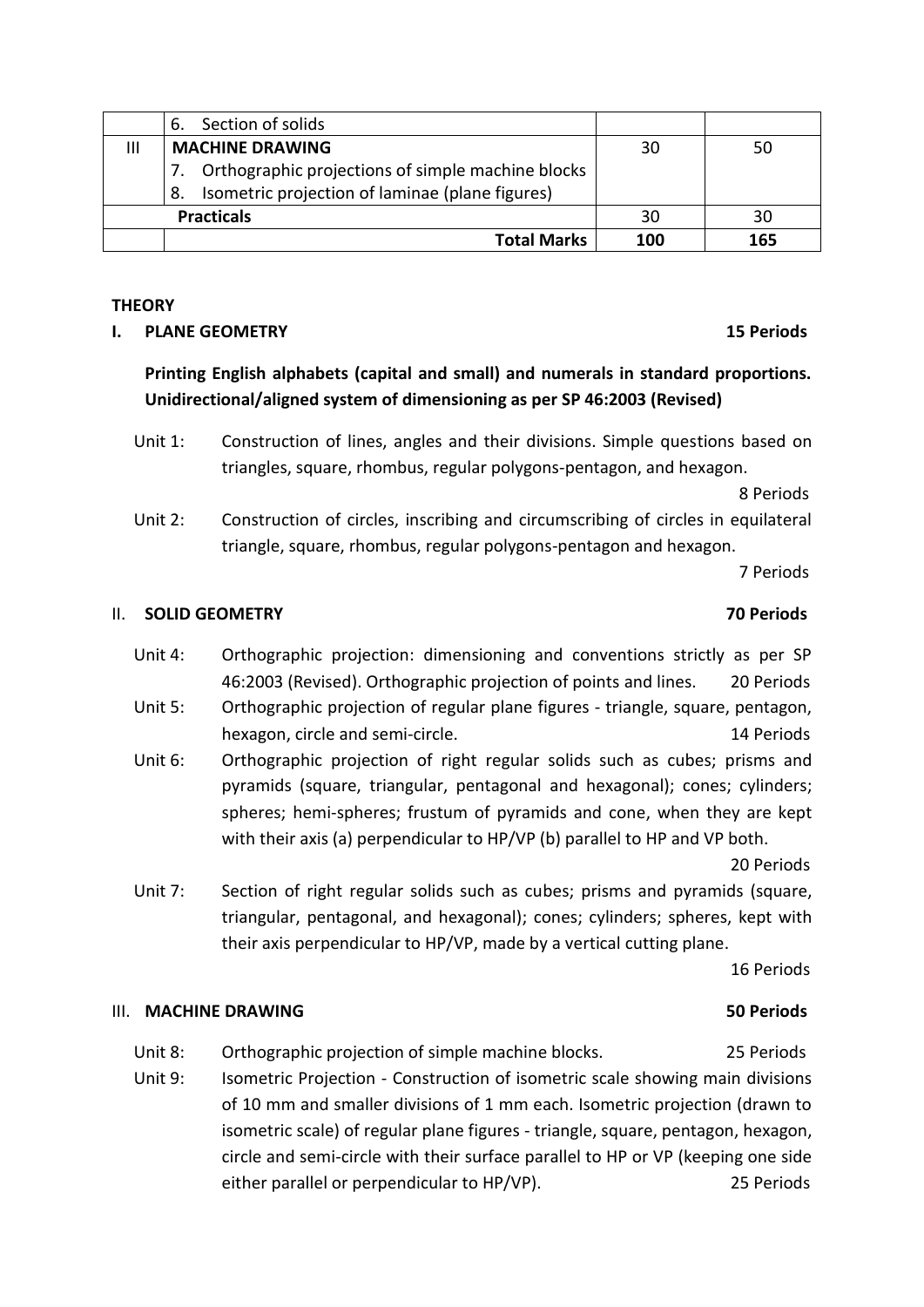|  |  |  |  |
|---|---|---|---|
|  | 6. Section of solids |  |  |
| III | **MACHINE DRAWING**<br>7. Orthographic projections of simple machine blocks<br>8. Isometric projection of laminae (plane figures) | 30 | 50 |
| **Practicals** |  | 30 | 30 |
|  | **Total Marks** | **100** | **165** |

**THEORY**

**I. PLANE GEOMETRY** **15 Periods**

**Printing English alphabets (capital and small) and numerals in standard proportions. Unidirectional/aligned system of dimensioning as per SP 46:2003 (Revised)**

Unit 1: Construction of lines, angles and their divisions. Simple questions based on triangles, square, rhombus, regular polygons-pentagon, and hexagon.
8 Periods

Unit 2: Construction of circles, inscribing and circumscribing of circles in equilateral triangle, square, rhombus, regular polygons-pentagon and hexagon.
7 Periods

II. **SOLID GEOMETRY** **70 Periods**

Unit 4: Orthographic projection: dimensioning and conventions strictly as per SP 46:2003 (Revised). Orthographic projection of points and lines. 20 Periods

Unit 5: Orthographic projection of regular plane figures - triangle, square, pentagon, hexagon, circle and semi-circle. 14 Periods

Unit 6: Orthographic projection of right regular solids such as cubes; prisms and pyramids (square, triangular, pentagonal and hexagonal); cones; cylinders; spheres; hemi-spheres; frustum of pyramids and cone, when they are kept with their axis (a) perpendicular to HP/VP (b) parallel to HP and VP both.
20 Periods

Unit 7: Section of right regular solids such as cubes; prisms and pyramids (square, triangular, pentagonal, and hexagonal); cones; cylinders; spheres, kept with their axis perpendicular to HP/VP, made by a vertical cutting plane.
16 Periods

III. **MACHINE DRAWING** **50 Periods**

Unit 8: Orthographic projection of simple machine blocks. 25 Periods

Unit 9: Isometric Projection - Construction of isometric scale showing main divisions of 10 mm and smaller divisions of 1 mm each. Isometric projection (drawn to isometric scale) of regular plane figures - triangle, square, pentagon, hexagon, circle and semi-circle with their surface parallel to HP or VP (keeping one side either parallel or perpendicular to HP/VP). 25 Periods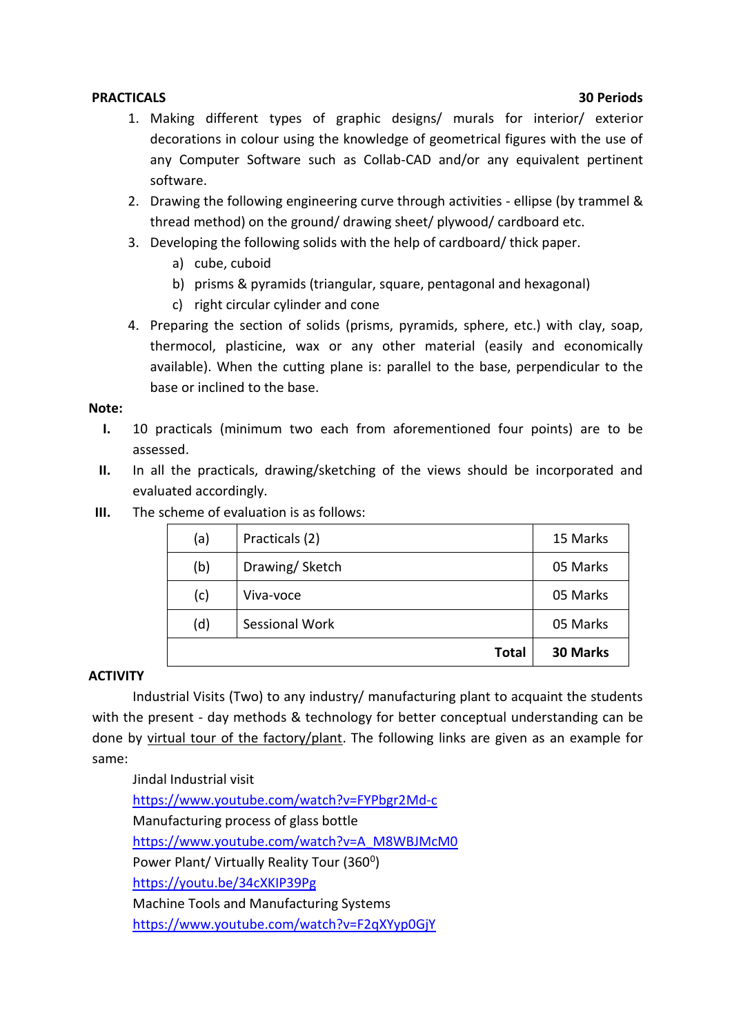**PRACTICALS** **30 Periods**

1. Making different types of graphic designs/ murals for interior/ exterior decorations in colour using the knowledge of geometrical figures with the use of any Computer Software such as Collab-CAD and/or any equivalent pertinent software.
2. Drawing the following engineering curve through activities - ellipse (by trammel & thread method) on the ground/ drawing sheet/ plywood/ cardboard etc.
3. Developing the following solids with the help of cardboard/ thick paper.
   a) cube, cuboid
   b) prisms & pyramids (triangular, square, pentagonal and hexagonal)
   c) right circular cylinder and cone
4. Preparing the section of solids (prisms, pyramids, sphere, etc.) with clay, soap, thermocol, plasticine, wax or any other material (easily and economically available). When the cutting plane is: parallel to the base, perpendicular to the base or inclined to the base.

**Note:**

I. 10 practicals (minimum two each from aforementioned four points) are to be assessed.

II. In all the practicals, drawing/sketching of the views should be incorporated and evaluated accordingly.

III. The scheme of evaluation is as follows:

| | | |
|---|---|---|
| (a) | Practicals (2) | 15 Marks |
| (b) | Drawing/ Sketch | 05 Marks |
| (c) | Viva-voce | 05 Marks |
| (d) | Sessional Work | 05 Marks |
| | **Total** | **30 Marks** |

**ACTIVITY**

Industrial Visits (Two) to any industry/ manufacturing plant to acquaint the students with the present - day methods & technology for better conceptual understanding can be done by virtual tour of the factory/plant. The following links are given as an example for same:

Jindal Industrial visit
https://www.youtube.com/watch?v=FYPbgr2Md-c
Manufacturing process of glass bottle
https://www.youtube.com/watch?v=A_M8WBJMcM0
Power Plant/ Virtually Reality Tour (360$^0$)
https://youtu.be/34cXKIP39Pg
Machine Tools and Manufacturing Systems
https://www.youtube.com/watch?v=F2qXYyp0GjY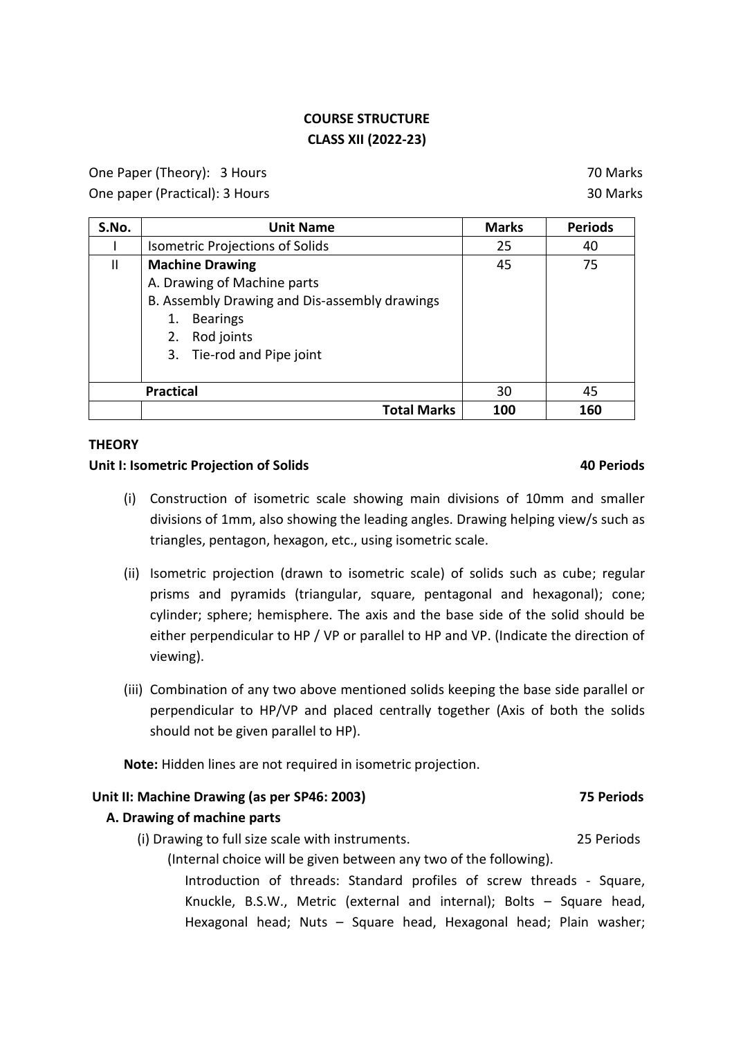## COURSE STRUCTURE
## CLASS XII (2022-23)

One Paper (Theory): 3 Hours — 70 Marks

One paper (Practical): 3 Hours — 30 Marks

| S.No. | Unit Name | Marks | Periods |
|---|---|---|---|
| I | Isometric Projections of Solids | 25 | 40 |
| II | **Machine Drawing**<br>A. Drawing of Machine parts<br>B. Assembly Drawing and Dis-assembly drawings<br>1. Bearings<br>2. Rod joints<br>3. Tie-rod and Pipe joint | 45 | 75 |
| | **Practical** | 30 | 45 |
| | **Total Marks** | **100** | **160** |

**THEORY**

**Unit I: Isometric Projection of Solids** — **40 Periods**

(i) Construction of isometric scale showing main divisions of 10mm and smaller divisions of 1mm, also showing the leading angles. Drawing helping view/s such as triangles, pentagon, hexagon, etc., using isometric scale.

(ii) Isometric projection (drawn to isometric scale) of solids such as cube; regular prisms and pyramids (triangular, square, pentagonal and hexagonal); cone; cylinder; sphere; hemisphere. The axis and the base side of the solid should be either perpendicular to HP / VP or parallel to HP and VP. (Indicate the direction of viewing).

(iii) Combination of any two above mentioned solids keeping the base side parallel or perpendicular to HP/VP and placed centrally together (Axis of both the solids should not be given parallel to HP).

**Note:** Hidden lines are not required in isometric projection.

**Unit II: Machine Drawing (as per SP46: 2003)** — **75 Periods**

**A. Drawing of machine parts**

(i) Drawing to full size scale with instruments. — 25 Periods

(Internal choice will be given between any two of the following).

Introduction of threads: Standard profiles of screw threads - Square, Knuckle, B.S.W., Metric (external and internal); Bolts – Square head, Hexagonal head; Nuts – Square head, Hexagonal head; Plain washer;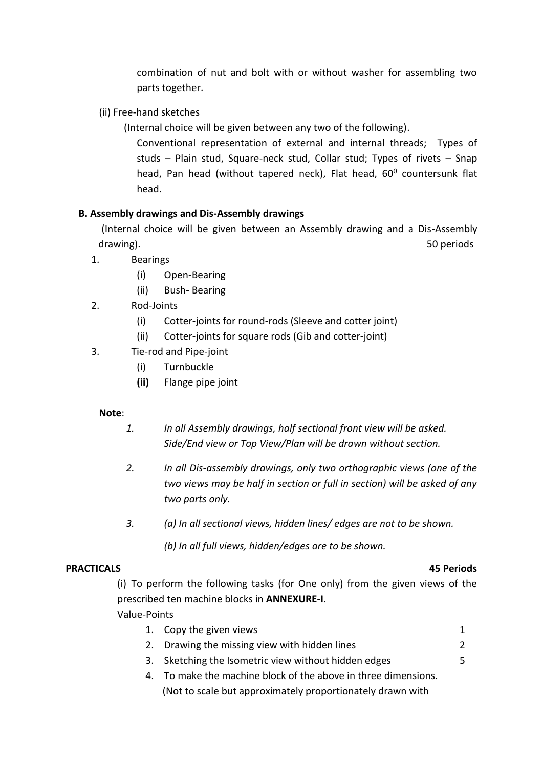combination of nut and bolt with or without washer for assembling two parts together.

(ii) Free-hand sketches

(Internal choice will be given between any two of the following).

Conventional representation of external and internal threads; Types of studs – Plain stud, Square-neck stud, Collar stud; Types of rivets – Snap head, Pan head (without tapered neck), Flat head, $60^0$ countersunk flat head.

**B. Assembly drawings and Dis-Assembly drawings**

(Internal choice will be given between an Assembly drawing and a Dis-Assembly drawing). 50 periods

1. Bearings
   - (i) Open-Bearing
   - (ii) Bush- Bearing
2. Rod-Joints
   - (i) Cotter-joints for round-rods (Sleeve and cotter joint)
   - (ii) Cotter-joints for square rods (Gib and cotter-joint)
3. Tie-rod and Pipe-joint
   - (i) Turnbuckle
   - **(ii)** Flange pipe joint

**Note**:

*1. In all Assembly drawings, half sectional front view will be asked. Side/End view or Top View/Plan will be drawn without section.*

*2. In all Dis-assembly drawings, only two orthographic views (one of the two views may be half in section or full in section) will be asked of any two parts only.*

*3. (a) In all sectional views, hidden lines/ edges are not to be shown.*

*(b) In all full views, hidden/edges are to be shown.*

**PRACTICALS** **45 Periods**

(i) To perform the following tasks (for One only) from the given views of the prescribed ten machine blocks in **ANNEXURE-I**.

Value-Points

| | | |
|---|---|---|
| 1. | Copy the given views | 1 |
| 2. | Drawing the missing view with hidden lines | 2 |
| 3. | Sketching the Isometric view without hidden edges | 5 |

4. To make the machine block of the above in three dimensions. (Not to scale but approximately proportionately drawn with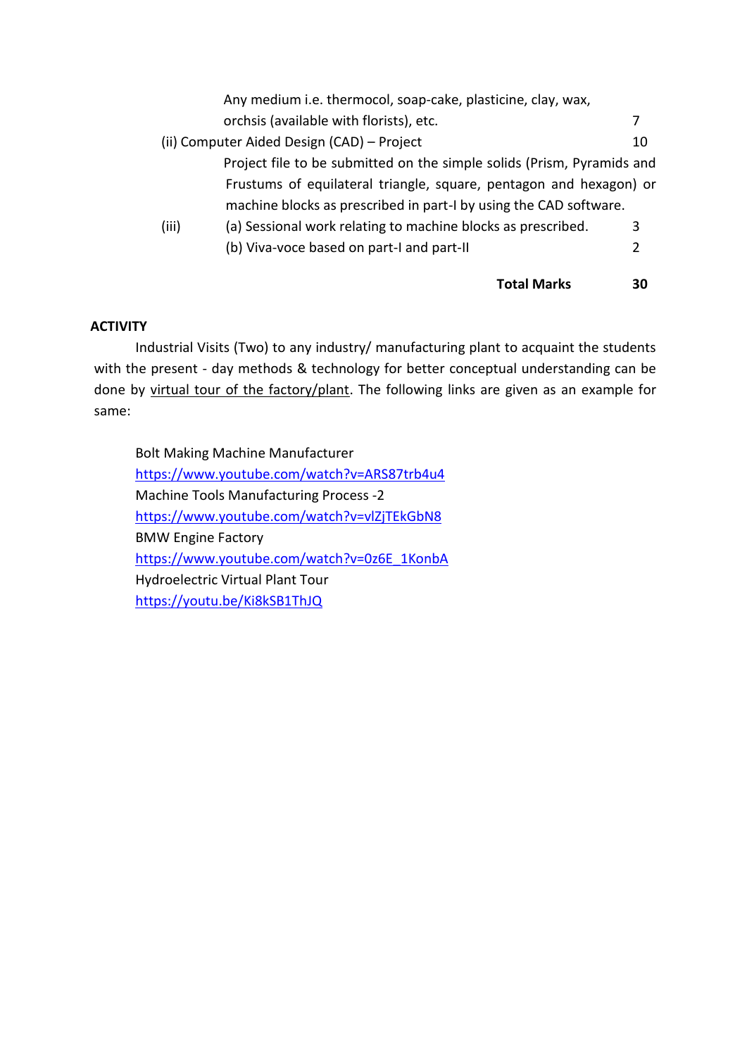Any medium i.e. thermocol, soap-cake, plasticine, clay, wax, orchsis (available with florists), etc. — 7

(ii) Computer Aided Design (CAD) – Project — 10

Project file to be submitted on the simple solids (Prism, Pyramids and Frustums of equilateral triangle, square, pentagon and hexagon) or machine blocks as prescribed in part-I by using the CAD software.

(iii) (a) Sessional work relating to machine blocks as prescribed. — 3

(b) Viva-voce based on part-I and part-II — 2

**Total Marks — 30**

**ACTIVITY**

Industrial Visits (Two) to any industry/ manufacturing plant to acquaint the students with the present - day methods & technology for better conceptual understanding can be done by <u>virtual tour of the factory/plant</u>. The following links are given as an example for same:

Bolt Making Machine Manufacturer
https://www.youtube.com/watch?v=ARS87trb4u4

Machine Tools Manufacturing Process -2
https://www.youtube.com/watch?v=vlZjTEkGbN8

BMW Engine Factory
https://www.youtube.com/watch?v=0z6E_1KonbA

Hydroelectric Virtual Plant Tour
https://youtu.be/Ki8kSB1ThJQ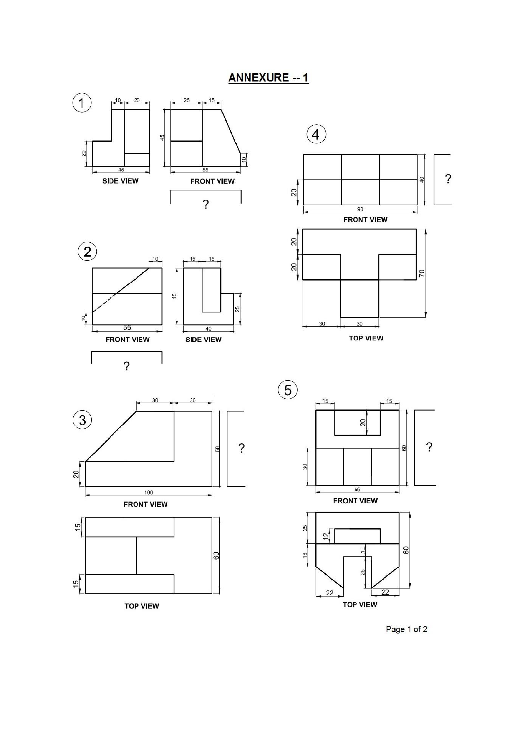## ANNEXURE -- 1

1

10 20

20

45

SIDE VIEW

25 15

45

10

55

FRONT VIEW

?

2

10

10

55

FRONT VIEW

15 15

45

25

40

SIDE VIEW

?

3

30 30

20

60

100

FRONT VIEW

?

15

15

60

TOP VIEW

4

20

40

90

FRONT VIEW

?

20

20

70

30 30

TOP VIEW

5

15 15

20

30

60

66

FRONT VIEW

?

25

12

18

10

25

60

22 22

TOP VIEW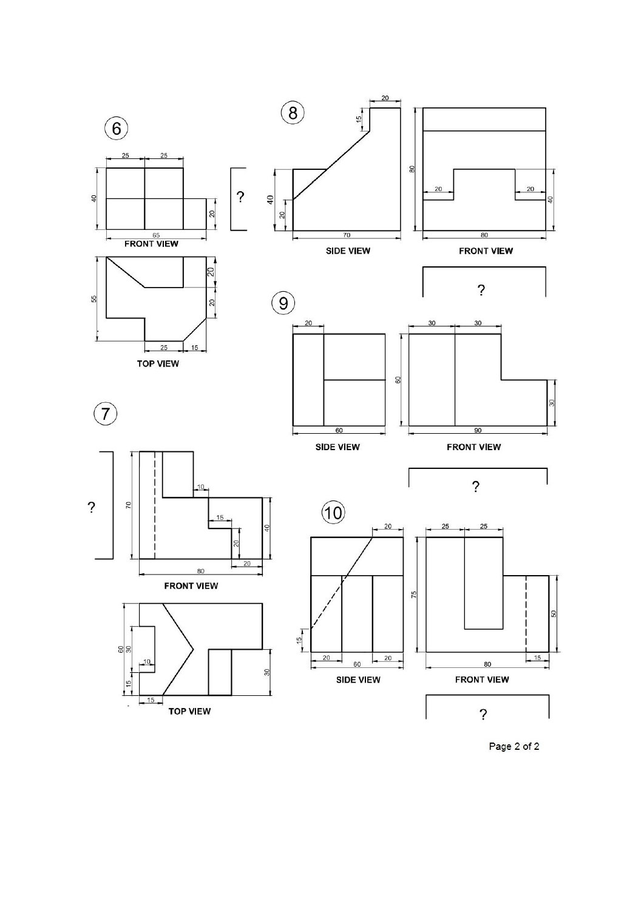6

25 25

40

20

65

FRONT VIEW

?

55

20

20

25 15

TOP VIEW

8

20

15

40

20

70

SIDE VIEW

80

20 20

40

80

FRONT VIEW

?

9

20

60

SIDE VIEW

30 30

60

30

90

FRONT VIEW

?

7

?

70

10

15

40

20

20

80

FRONT VIEW

60

30

10

15

30

15

TOP VIEW

10

20

15

20 20

60

SIDE VIEW

25 25

75

50

15

80

FRONT VIEW

?